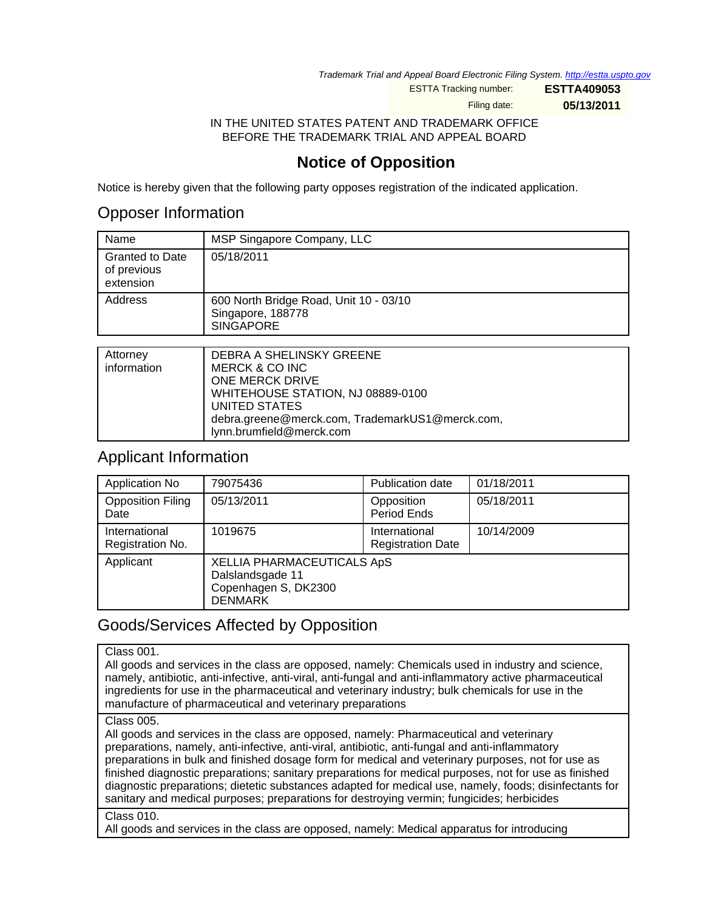Trademark Trial and Appeal Board Electronic Filing System. http://estta.uspto.gov

| ESTTA Tracking number: | ESTTA409053 |
| --- | --- |
| Filing date: | 05/13/2011 |

IN THE UNITED STATES PATENT AND TRADEMARK OFFICE
BEFORE THE TRADEMARK TRIAL AND APPEAL BOARD

# Notice of Opposition

Notice is hereby given that the following party opposes registration of the indicated application.

## Opposer Information

| Name | MSP Singapore Company, LLC |
| --- | --- |
| Granted to Date of previous extension | 05/18/2011 |
| Address | 600 North Bridge Road, Unit 10 - 03/10<br>Singapore, 188778<br>SINGAPORE |

| Attorney information | DEBRA A SHELINSKY GREENE<br>MERCK & CO INC<br>ONE MERCK DRIVE<br>WHITEHOUSE STATION, NJ 08889-0100<br>UNITED STATES<br>debra.greene@merck.com, TrademarkUS1@merck.com, lynn.brumfield@merck.com |
| --- | --- |

## Applicant Information

| Application No | 79075436 | Publication date | 01/18/2011 |
| --- | --- | --- | --- |
| Opposition Filing Date | 05/13/2011 | Opposition Period Ends | 05/18/2011 |
| International Registration No. | 1019675 | International Registration Date | 10/14/2009 |
| Applicant | XELLIA PHARMACEUTICALS ApS<br>Dalslandsgade 11<br>Copenhagen S, DK2300<br>DENMARK | | |

## Goods/Services Affected by Opposition

| Class 001.<br>All goods and services in the class are opposed, namely: Chemicals used in industry and science, namely, antibiotic, anti-infective, anti-viral, anti-fungal and anti-inflammatory active pharmaceutical ingredients for use in the pharmaceutical and veterinary industry; bulk chemicals for use in the manufacture of pharmaceutical and veterinary preparations |
| --- |
| Class 005.<br>All goods and services in the class are opposed, namely: Pharmaceutical and veterinary preparations, namely, anti-infective, anti-viral, antibiotic, anti-fungal and anti-inflammatory preparations in bulk and finished dosage form for medical and veterinary purposes, not for use as finished diagnostic preparations; sanitary preparations for medical purposes, not for use as finished diagnostic preparations; dietetic substances adapted for medical use, namely, foods; disinfectants for sanitary and medical purposes; preparations for destroying vermin; fungicides; herbicides |
| Class 010.<br>All goods and services in the class are opposed, namely: Medical apparatus for introducing |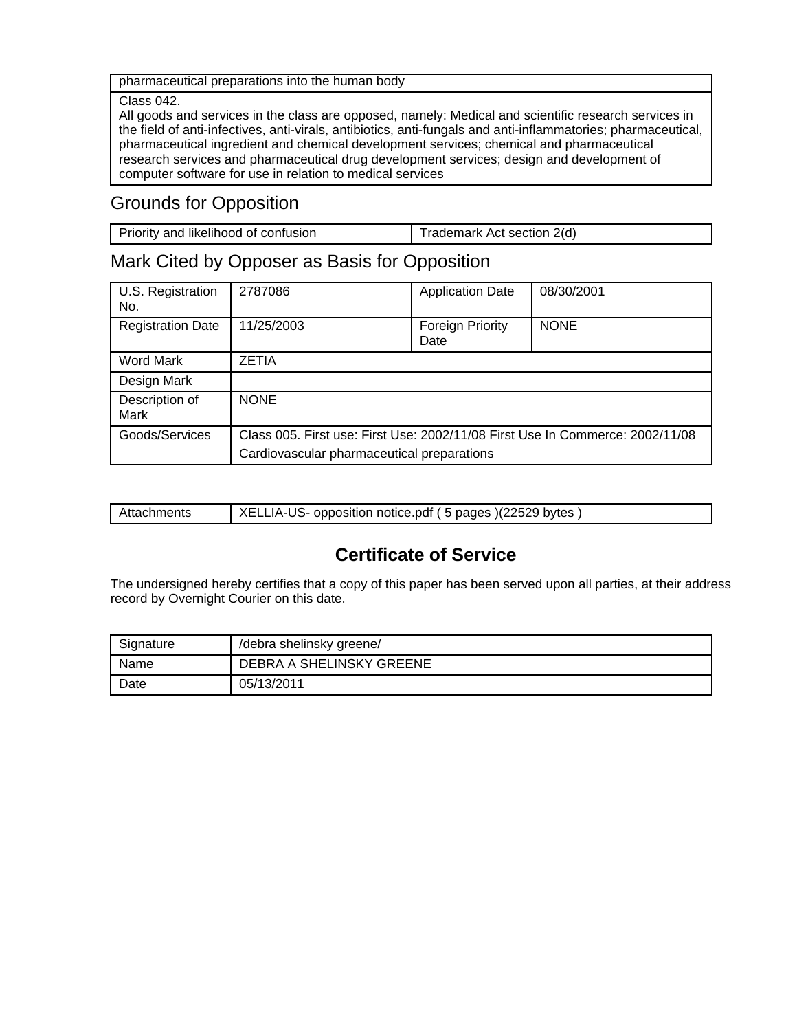| pharmaceutical preparations into the human body |
|---|
| Class 042.<br>All goods and services in the class are opposed, namely: Medical and scientific research services in the field of anti-infectives, anti-virals, antibiotics, anti-fungals and anti-inflammatories; pharmaceutical, pharmaceutical ingredient and chemical development services; chemical and pharmaceutical research services and pharmaceutical drug development services; design and development of computer software for use in relation to medical services |

## Grounds for Opposition

| Priority and likelihood of confusion | Trademark Act section 2(d) |
|---|---|

## Mark Cited by Opposer as Basis for Opposition

| U.S. Registration No. | 2787086 | Application Date | 08/30/2001 |
|---|---|---|---|
| Registration Date | 11/25/2003 | Foreign Priority Date | NONE |
| Word Mark | ZETIA | | |
| Design Mark | | | |
| Description of Mark | NONE | | |
| Goods/Services | Class 005. First use: First Use: 2002/11/08 First Use In Commerce: 2002/11/08<br>Cardiovascular pharmaceutical preparations | | |

| Attachments | XELLIA-US- opposition notice.pdf ( 5 pages )(22529 bytes ) |
|---|---|

## Certificate of Service

The undersigned hereby certifies that a copy of this paper has been served upon all parties, at their address record by Overnight Courier on this date.

| Signature | /debra shelinsky greene/ |
|---|---|
| Name | DEBRA A SHELINSKY GREENE |
| Date | 05/13/2011 |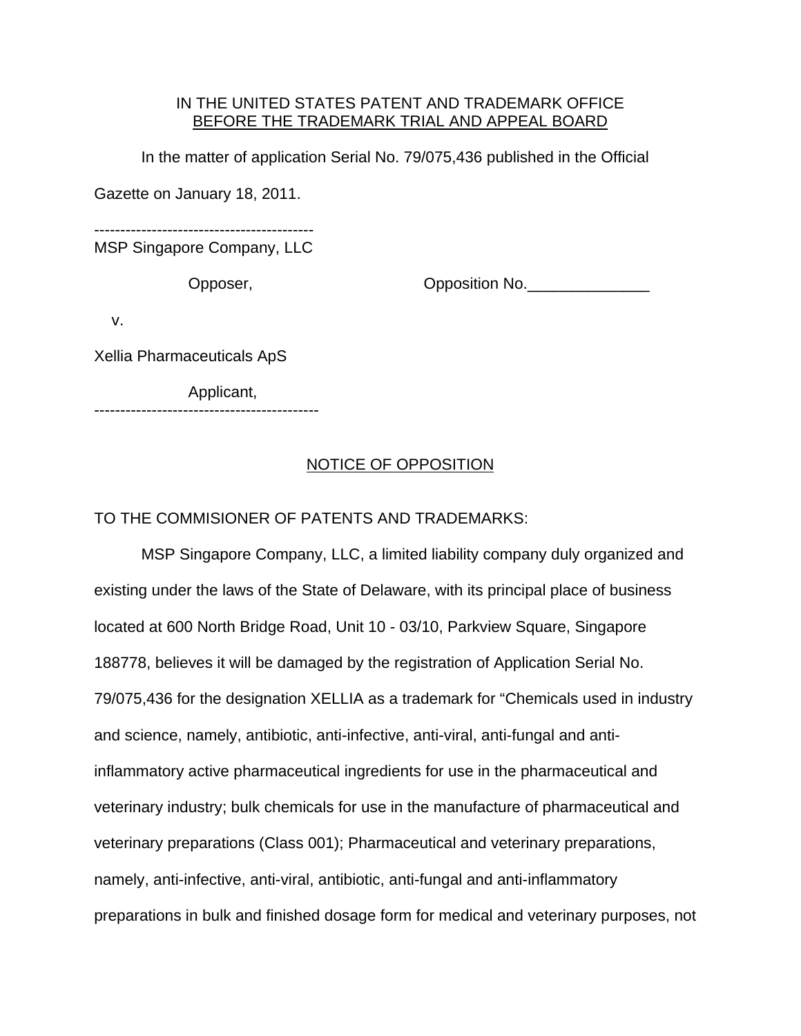IN THE UNITED STATES PATENT AND TRADEMARK OFFICE
BEFORE THE TRADEMARK TRIAL AND APPEAL BOARD

In the matter of application Serial No. 79/075,436 published in the Official Gazette on January 18, 2011.

------------------------------------------
MSP Singapore Company, LLC

Opposer, Opposition No.______________

v.

Xellia Pharmaceuticals ApS

Applicant,
-------------------------------------------

NOTICE OF OPPOSITION

TO THE COMMISIONER OF PATENTS AND TRADEMARKS:

MSP Singapore Company, LLC, a limited liability company duly organized and existing under the laws of the State of Delaware, with its principal place of business located at 600 North Bridge Road, Unit 10 - 03/10, Parkview Square, Singapore 188778, believes it will be damaged by the registration of Application Serial No. 79/075,436 for the designation XELLIA as a trademark for "Chemicals used in industry and science, namely, antibiotic, anti-infective, anti-viral, anti-fungal and anti-inflammatory active pharmaceutical ingredients for use in the pharmaceutical and veterinary industry; bulk chemicals for use in the manufacture of pharmaceutical and veterinary preparations (Class 001); Pharmaceutical and veterinary preparations, namely, anti-infective, anti-viral, antibiotic, anti-fungal and anti-inflammatory preparations in bulk and finished dosage form for medical and veterinary purposes, not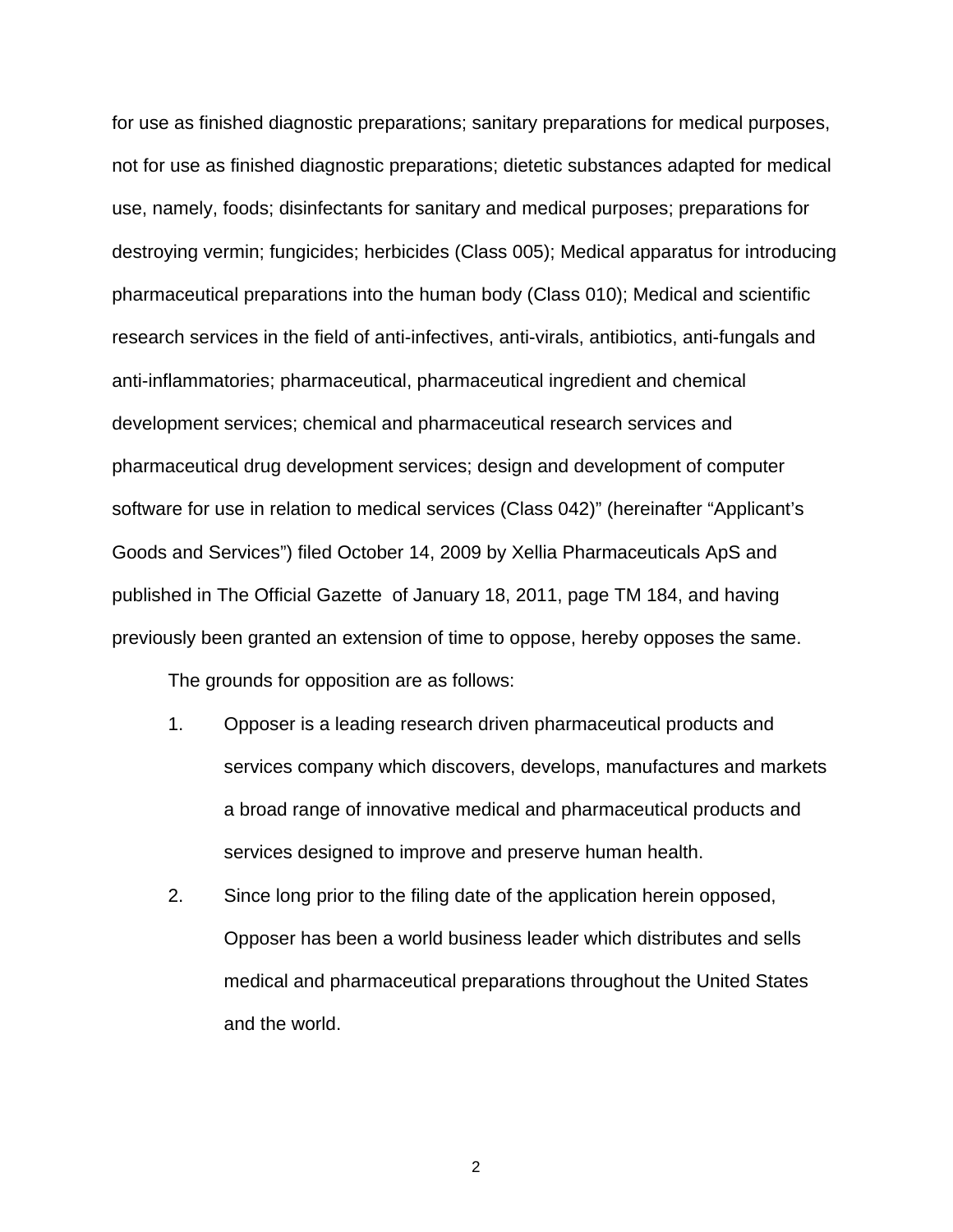for use as finished diagnostic preparations; sanitary preparations for medical purposes, not for use as finished diagnostic preparations; dietetic substances adapted for medical use, namely, foods; disinfectants for sanitary and medical purposes; preparations for destroying vermin; fungicides; herbicides (Class 005); Medical apparatus for introducing pharmaceutical preparations into the human body (Class 010); Medical and scientific research services in the field of anti-infectives, anti-virals, antibiotics, anti-fungals and anti-inflammatories; pharmaceutical, pharmaceutical ingredient and chemical development services; chemical and pharmaceutical research services and pharmaceutical drug development services; design and development of computer software for use in relation to medical services (Class 042)" (hereinafter "Applicant's Goods and Services") filed October 14, 2009 by Xellia Pharmaceuticals ApS and published in The Official Gazette of January 18, 2011, page TM 184, and having previously been granted an extension of time to oppose, hereby opposes the same.

The grounds for opposition are as follows:

1. Opposer is a leading research driven pharmaceutical products and services company which discovers, develops, manufactures and markets a broad range of innovative medical and pharmaceutical products and services designed to improve and preserve human health.

2. Since long prior to the filing date of the application herein opposed, Opposer has been a world business leader which distributes and sells medical and pharmaceutical preparations throughout the United States and the world.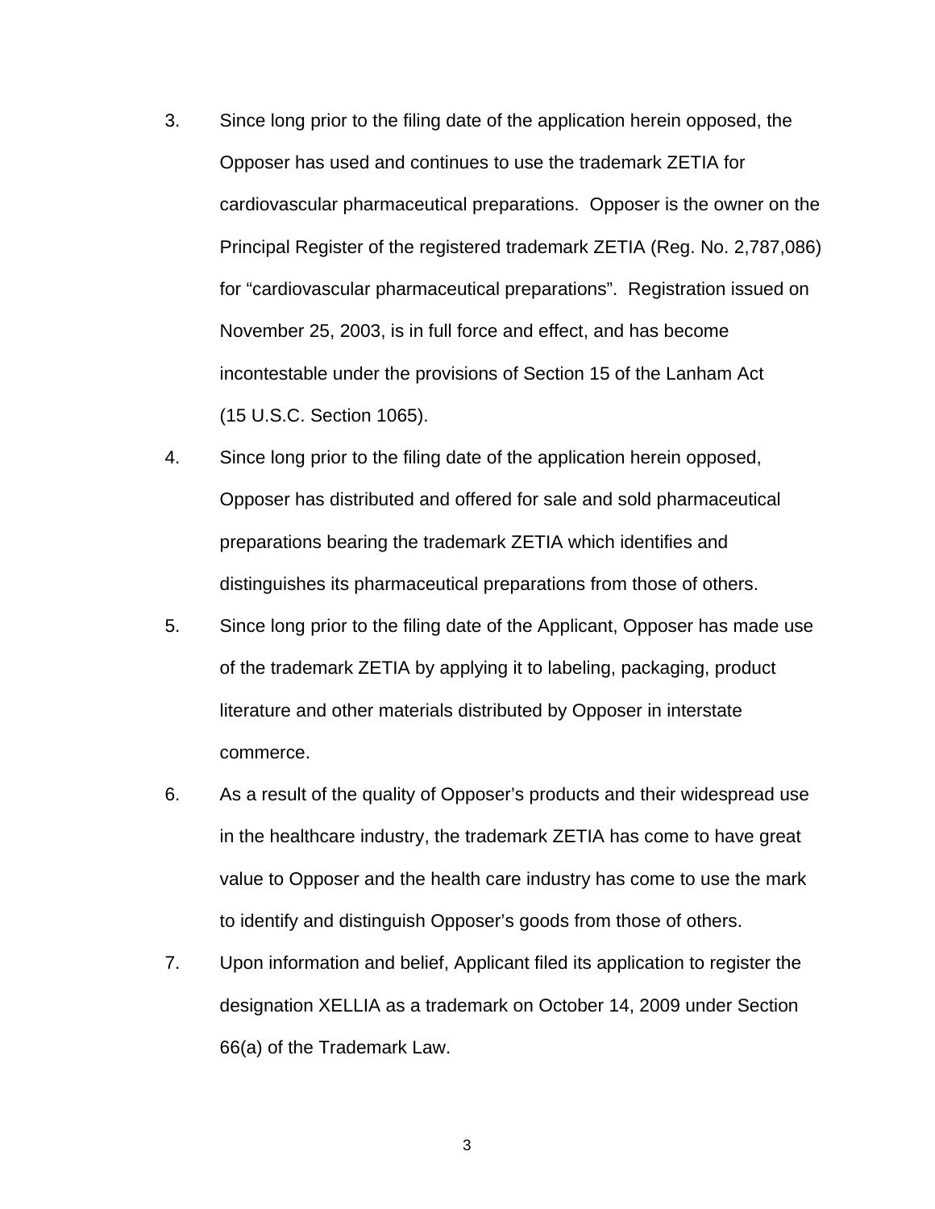3. Since long prior to the filing date of the application herein opposed, the Opposer has used and continues to use the trademark ZETIA for cardiovascular pharmaceutical preparations. Opposer is the owner on the Principal Register of the registered trademark ZETIA (Reg. No. 2,787,086) for "cardiovascular pharmaceutical preparations". Registration issued on November 25, 2003, is in full force and effect, and has become incontestable under the provisions of Section 15 of the Lanham Act (15 U.S.C. Section 1065).

4. Since long prior to the filing date of the application herein opposed, Opposer has distributed and offered for sale and sold pharmaceutical preparations bearing the trademark ZETIA which identifies and distinguishes its pharmaceutical preparations from those of others.

5. Since long prior to the filing date of the Applicant, Opposer has made use of the trademark ZETIA by applying it to labeling, packaging, product literature and other materials distributed by Opposer in interstate commerce.

6. As a result of the quality of Opposer's products and their widespread use in the healthcare industry, the trademark ZETIA has come to have great value to Opposer and the health care industry has come to use the mark to identify and distinguish Opposer's goods from those of others.

7. Upon information and belief, Applicant filed its application to register the designation XELLIA as a trademark on October 14, 2009 under Section 66(a) of the Trademark Law.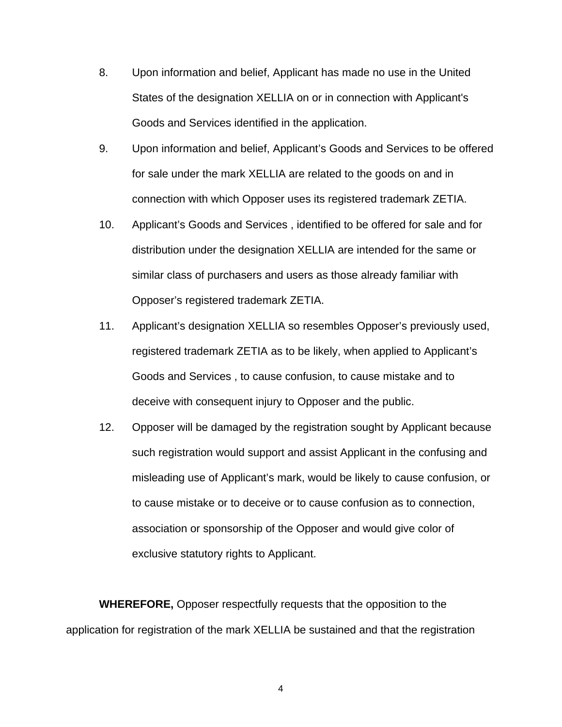8. Upon information and belief, Applicant has made no use in the United States of the designation XELLIA on or in connection with Applicant's Goods and Services identified in the application.

9. Upon information and belief, Applicant's Goods and Services to be offered for sale under the mark XELLIA are related to the goods on and in connection with which Opposer uses its registered trademark ZETIA.

10. Applicant's Goods and Services , identified to be offered for sale and for distribution under the designation XELLIA are intended for the same or similar class of purchasers and users as those already familiar with Opposer's registered trademark ZETIA.

11. Applicant's designation XELLIA so resembles Opposer's previously used, registered trademark ZETIA as to be likely, when applied to Applicant's Goods and Services , to cause confusion, to cause mistake and to deceive with consequent injury to Opposer and the public.

12. Opposer will be damaged by the registration sought by Applicant because such registration would support and assist Applicant in the confusing and misleading use of Applicant's mark, would be likely to cause confusion, or to cause mistake or to deceive or to cause confusion as to connection, association or sponsorship of the Opposer and would give color of exclusive statutory rights to Applicant.

**WHEREFORE,** Opposer respectfully requests that the opposition to the application for registration of the mark XELLIA be sustained and that the registration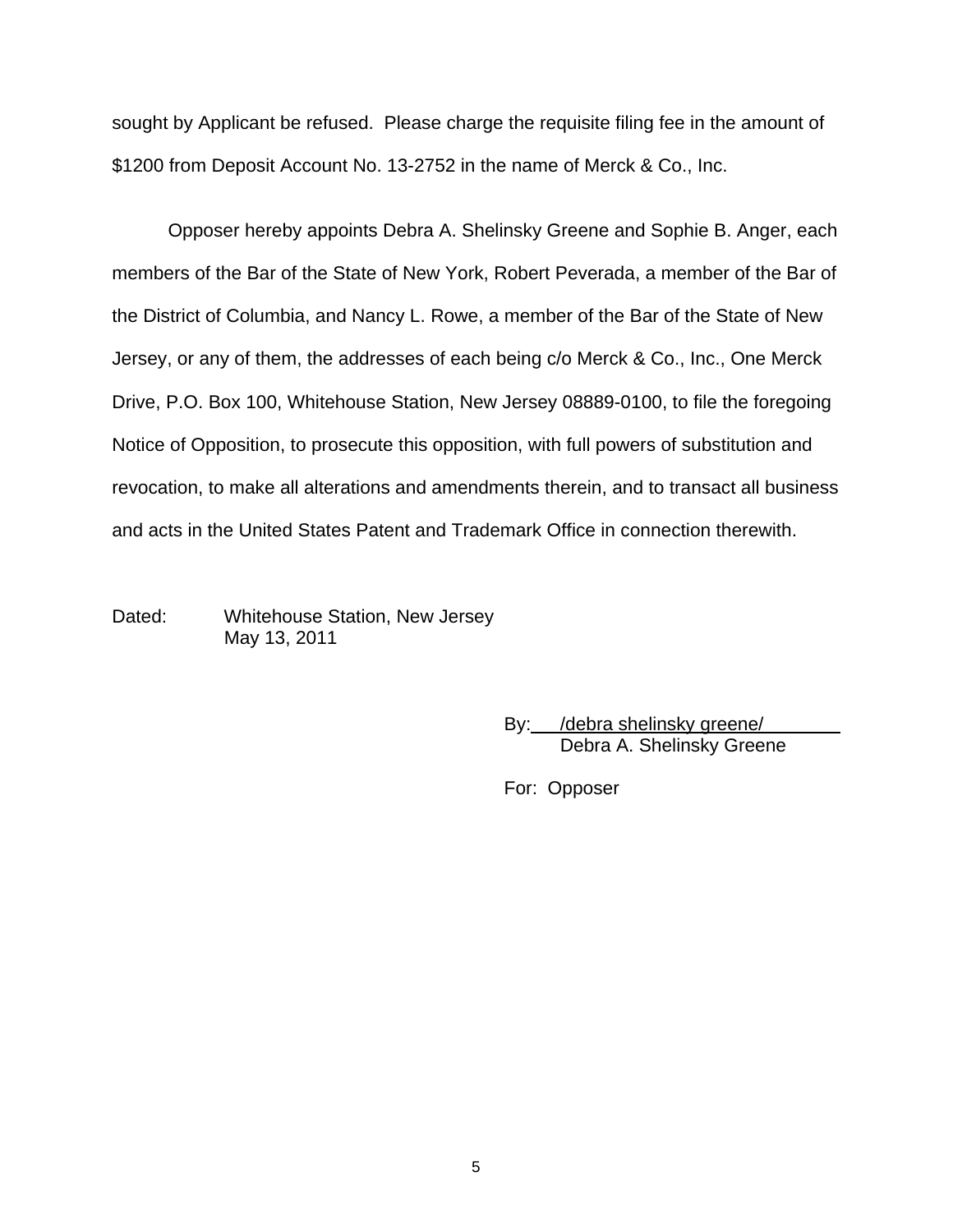sought by Applicant be refused. Please charge the requisite filing fee in the amount of $1200 from Deposit Account No. 13-2752 in the name of Merck & Co., Inc.

Opposer hereby appoints Debra A. Shelinsky Greene and Sophie B. Anger, each members of the Bar of the State of New York, Robert Peverada, a member of the Bar of the District of Columbia, and Nancy L. Rowe, a member of the Bar of the State of New Jersey, or any of them, the addresses of each being c/o Merck & Co., Inc., One Merck Drive, P.O. Box 100, Whitehouse Station, New Jersey 08889-0100, to file the foregoing Notice of Opposition, to prosecute this opposition, with full powers of substitution and revocation, to make all alterations and amendments therein, and to transact all business and acts in the United States Patent and Trademark Office in connection therewith.

Dated: Whitehouse Station, New Jersey
May 13, 2011

By: /debra shelinsky greene/
Debra A. Shelinsky Greene

For: Opposer